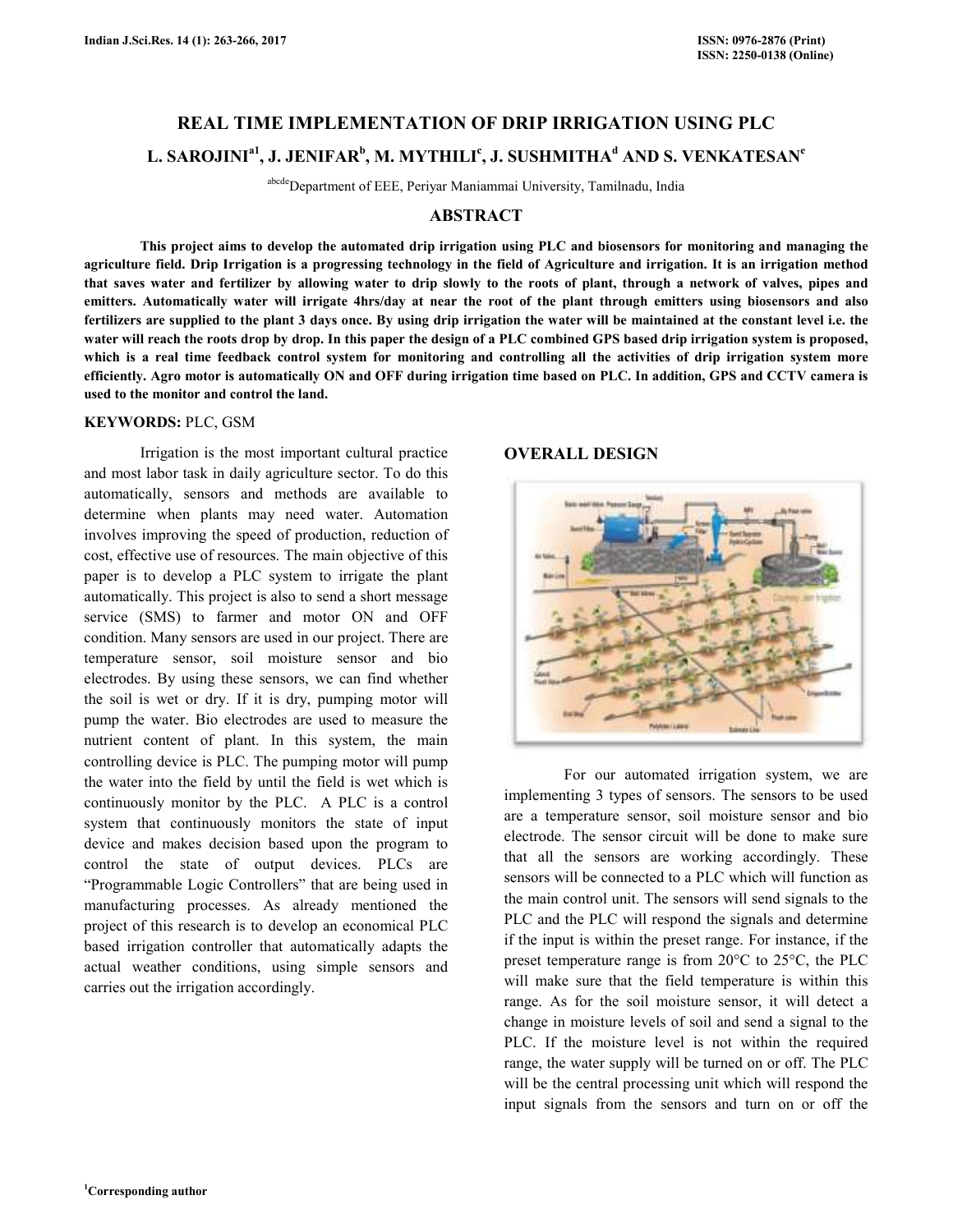# REAL TIME IMPLEMENTATION OF DRIP IRRIGATION USING PLC

**L. SAROJINI[a1], J. JENIFAR[b], M. MYTHILI[c], J. SUSHMITHA[d] AND S. VENKATESAN[e]**

[abcde]Department of EEE, Periyar Maniammai University, Tamilnadu, India

## ABSTRACT

**This project aims to develop the automated drip irrigation using PLC and biosensors for monitoring and managing the agriculture field. Drip Irrigation is a progressing technology in the field of Agriculture and irrigation. It is an irrigation method that saves water and fertilizer by allowing water to drip slowly to the roots of plant, through a network of valves, pipes and emitters. Automatically water will irrigate 4hrs/day at near the root of the plant through emitters using biosensors and also fertilizers are supplied to the plant 3 days once. By using drip irrigation the water will be maintained at the constant level i.e. the water will reach the roots drop by drop. In this paper the design of a PLC combined GPS based drip irrigation system is proposed, which is a real time feedback control system for monitoring and controlling all the activities of drip irrigation system more efficiently. Agro motor is automatically ON and OFF during irrigation time based on PLC. In addition, GPS and CCTV camera is used to the monitor and control the land.**

**KEYWORDS:** PLC, GSM

Irrigation is the most important cultural practice and most labor task in daily agriculture sector. To do this automatically, sensors and methods are available to determine when plants may need water. Automation involves improving the speed of production, reduction of cost, effective use of resources. The main objective of this paper is to develop a PLC system to irrigate the plant automatically. This project is also to send a short message service (SMS) to farmer and motor ON and OFF condition. Many sensors are used in our project. There are temperature sensor, soil moisture sensor and bio electrodes. By using these sensors, we can find whether the soil is wet or dry. If it is dry, pumping motor will pump the water. Bio electrodes are used to measure the nutrient content of plant. In this system, the main controlling device is PLC. The pumping motor will pump the water into the field by until the field is wet which is continuously monitor by the PLC. A PLC is a control system that continuously monitors the state of input device and makes decision based upon the program to control the state of output devices. PLCs are "Programmable Logic Controllers" that are being used in manufacturing processes. As already mentioned the project of this research is to develop an economical PLC based irrigation controller that automatically adapts the actual weather conditions, using simple sensors and carries out the irrigation accordingly.

## OVERALL DESIGN

For our automated irrigation system, we are implementing 3 types of sensors. The sensors to be used are a temperature sensor, soil moisture sensor and bio electrode. The sensor circuit will be done to make sure that all the sensors are working accordingly. These sensors will be connected to a PLC which will function as the main control unit. The sensors will send signals to the PLC and the PLC will respond the signals and determine if the input is within the preset range. For instance, if the preset temperature range is from 20°C to 25°C, the PLC will make sure that the field temperature is within this range. As for the soil moisture sensor, it will detect a change in moisture levels of soil and send a signal to the PLC. If the moisture level is not within the required range, the water supply will be turned on or off. The PLC will be the central processing unit which will respond the input signals from the sensors and turn on or off the

[1]Corresponding author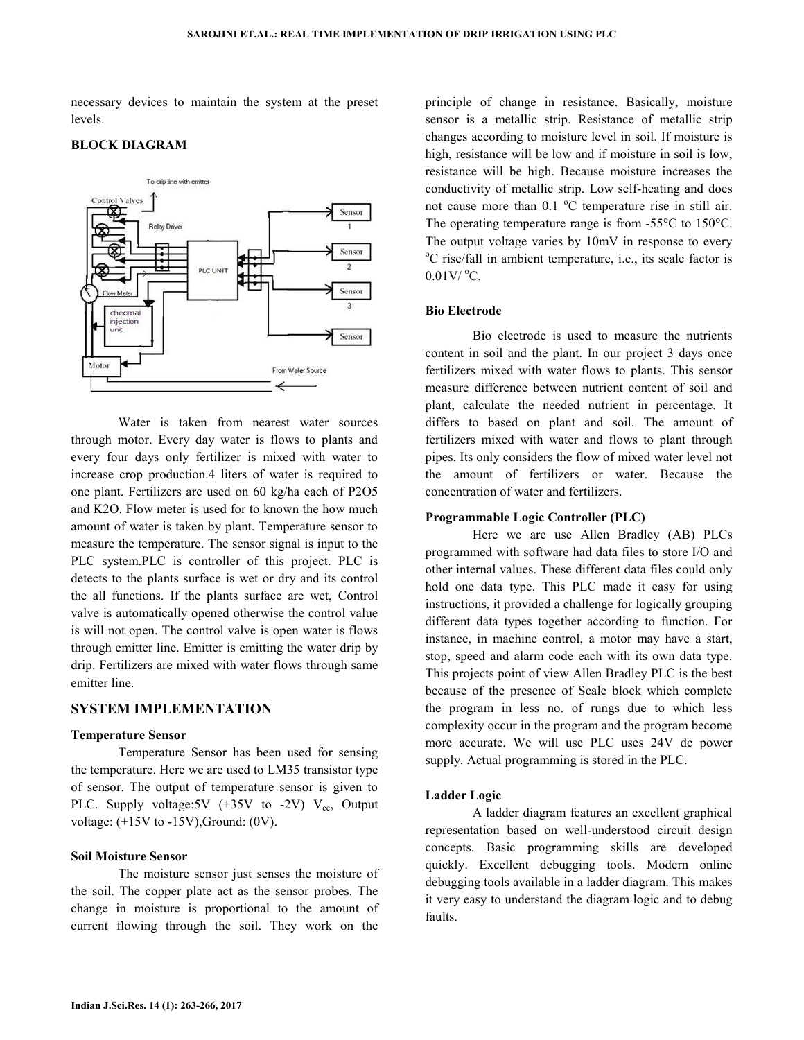necessary devices to maintain the system at the preset levels.

## BLOCK DIAGRAM

Water is taken from nearest water sources through motor. Every day water is flows to plants and every four days only fertilizer is mixed with water to increase crop production.4 liters of water is required to one plant. Fertilizers are used on 60 kg/ha each of $P_2O_5$ and $K_2O$. Flow meter is used for to known the how much amount of water is taken by plant. Temperature sensor to measure the temperature. The sensor signal is input to the PLC system.PLC is controller of this project. PLC is detects to the plants surface is wet or dry and its control the all functions. If the plants surface are wet, Control valve is automatically opened otherwise the control value is will not open. The control valve is open water is flows through emitter line. Emitter is emitting the water drip by drip. Fertilizers are mixed with water flows through same emitter line.

## SYSTEM IMPLEMENTATION

### Temperature Sensor

Temperature Sensor has been used for sensing the temperature. Here we are used to LM35 transistor type of sensor. The output of temperature sensor is given to PLC. Supply voltage:5V (+35V to -2V) $V_{cc}$, Output voltage: (+15V to -15V),Ground: (0V).

### Soil Moisture Sensor

The moisture sensor just senses the moisture of the soil. The copper plate act as the sensor probes. The change in moisture is proportional to the amount of current flowing through the soil. They work on the principle of change in resistance. Basically, moisture sensor is a metallic strip. Resistance of metallic strip changes according to moisture level in soil. If moisture is high, resistance will be low and if moisture in soil is low, resistance will be high. Because moisture increases the conductivity of metallic strip. Low self-heating and does not cause more than 0.1 °C temperature rise in still air. The operating temperature range is from -55°C to 150°C. The output voltage varies by 10mV in response to every °C rise/fall in ambient temperature, i.e., its scale factor is 0.01V/ °C.

### Bio Electrode

Bio electrode is used to measure the nutrients content in soil and the plant. In our project 3 days once fertilizers mixed with water flows to plants. This sensor measure difference between nutrient content of soil and plant, calculate the needed nutrient in percentage. It differs to based on plant and soil. The amount of fertilizers mixed with water and flows to plant through pipes. Its only considers the flow of mixed water level not the amount of fertilizers or water. Because the concentration of water and fertilizers.

### Programmable Logic Controller (PLC)

Here we are use Allen Bradley (AB) PLCs programmed with software had data files to store I/O and other internal values. These different data files could only hold one data type. This PLC made it easy for using instructions, it provided a challenge for logically grouping different data types together according to function. For instance, in machine control, a motor may have a start, stop, speed and alarm code each with its own data type. This projects point of view Allen Bradley PLC is the best because of the presence of Scale block which complete the program in less no. of rungs due to which less complexity occur in the program and the program become more accurate. We will use PLC uses 24V dc power supply. Actual programming is stored in the PLC.

### Ladder Logic

A ladder diagram features an excellent graphical representation based on well-understood circuit design concepts. Basic programming skills are developed quickly. Excellent debugging tools. Modern online debugging tools available in a ladder diagram. This makes it very easy to understand the diagram logic and to debug faults.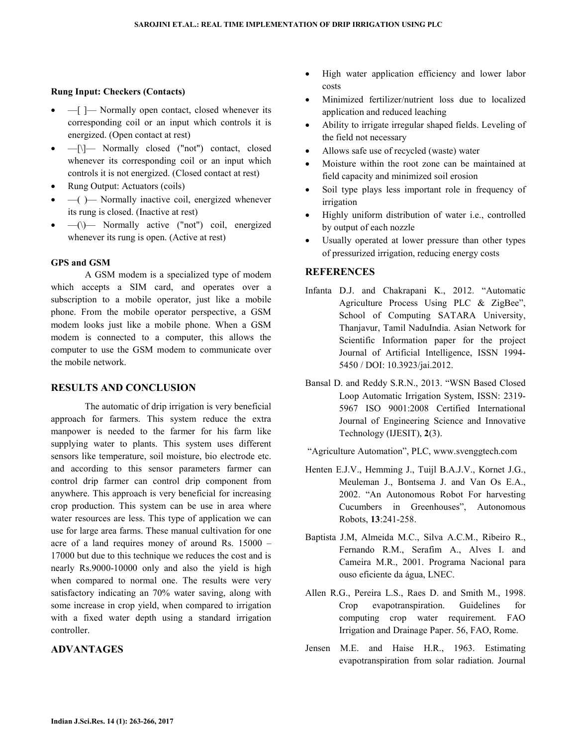**Rung Input: Checkers (Contacts)**

- —[ ]— Normally open contact, closed whenever its corresponding coil or an input which controls it is energized. (Open contact at rest)
- —[\]— Normally closed ("not") contact, closed whenever its corresponding coil or an input which controls it is not energized. (Closed contact at rest)
- Rung Output: Actuators (coils)
- —( )— Normally inactive coil, energized whenever its rung is closed. (Inactive at rest)
- —(\)— Normally active ("not") coil, energized whenever its rung is open. (Active at rest)

**GPS and GSM**

A GSM modem is a specialized type of modem which accepts a SIM card, and operates over a subscription to a mobile operator, just like a mobile phone. From the mobile operator perspective, a GSM modem looks just like a mobile phone. When a GSM modem is connected to a computer, this allows the computer to use the GSM modem to communicate over the mobile network.

## RESULTS AND CONCLUSION

The automatic of drip irrigation is very beneficial approach for farmers. This system reduce the extra manpower is needed to the farmer for his farm like supplying water to plants. This system uses different sensors like temperature, soil moisture, bio electrode etc. and according to this sensor parameters farmer can control drip farmer can control drip component from anywhere. This approach is very beneficial for increasing crop production. This system can be use in area where water resources are less. This type of application we can use for large area farms. These manual cultivation for one acre of a land requires money of around Rs. 15000 – 17000 but due to this technique we reduces the cost and is nearly Rs.9000-10000 only and also the yield is high when compared to normal one. The results were very satisfactory indicating an 70% water saving, along with some increase in crop yield, when compared to irrigation with a fixed water depth using a standard irrigation controller.

## ADVANTAGES

- High water application efficiency and lower labor costs
- Minimized fertilizer/nutrient loss due to localized application and reduced leaching
- Ability to irrigate irregular shaped fields. Leveling of the field not necessary
- Allows safe use of recycled (waste) water
- Moisture within the root zone can be maintained at field capacity and minimized soil erosion
- Soil type plays less important role in frequency of irrigation
- Highly uniform distribution of water i.e., controlled by output of each nozzle
- Usually operated at lower pressure than other types of pressurized irrigation, reducing energy costs

## REFERENCES

Infanta D.J. and Chakrapani K., 2012. "Automatic Agriculture Process Using PLC & ZigBee", School of Computing SATARA University, Thanjavur, Tamil NaduIndia. Asian Network for Scientific Information paper for the project Journal of Artificial Intelligence, ISSN 1994-5450 / DOI: 10.3923/jai.2012.

Bansal D. and Reddy S.R.N., 2013. "WSN Based Closed Loop Automatic Irrigation System, ISSN: 2319-5967 ISO 9001:2008 Certified International Journal of Engineering Science and Innovative Technology (IJESIT), **2**(3).

"Agriculture Automation", PLC, www.svenggtech.com

Henten E.J.V., Hemming J., Tuijl B.A.J.V., Kornet J.G., Meuleman J., Bontsema J. and Van Os E.A., 2002. "An Autonomous Robot For harvesting Cucumbers in Greenhouses", Autonomous Robots, **13**:241-258.

Baptista J.M, Almeida M.C., Silva A.C.M., Ribeiro R., Fernando R.M., Serafim A., Alves I. and Cameira M.R., 2001. Programa Nacional para ouso eficiente da água, LNEC.

Allen R.G., Pereira L.S., Raes D. and Smith M., 1998. Crop evapotranspiration. Guidelines for computing crop water requirement. FAO Irrigation and Drainage Paper. 56, FAO, Rome.

Jensen M.E. and Haise H.R., 1963. Estimating evapotranspiration from solar radiation. Journal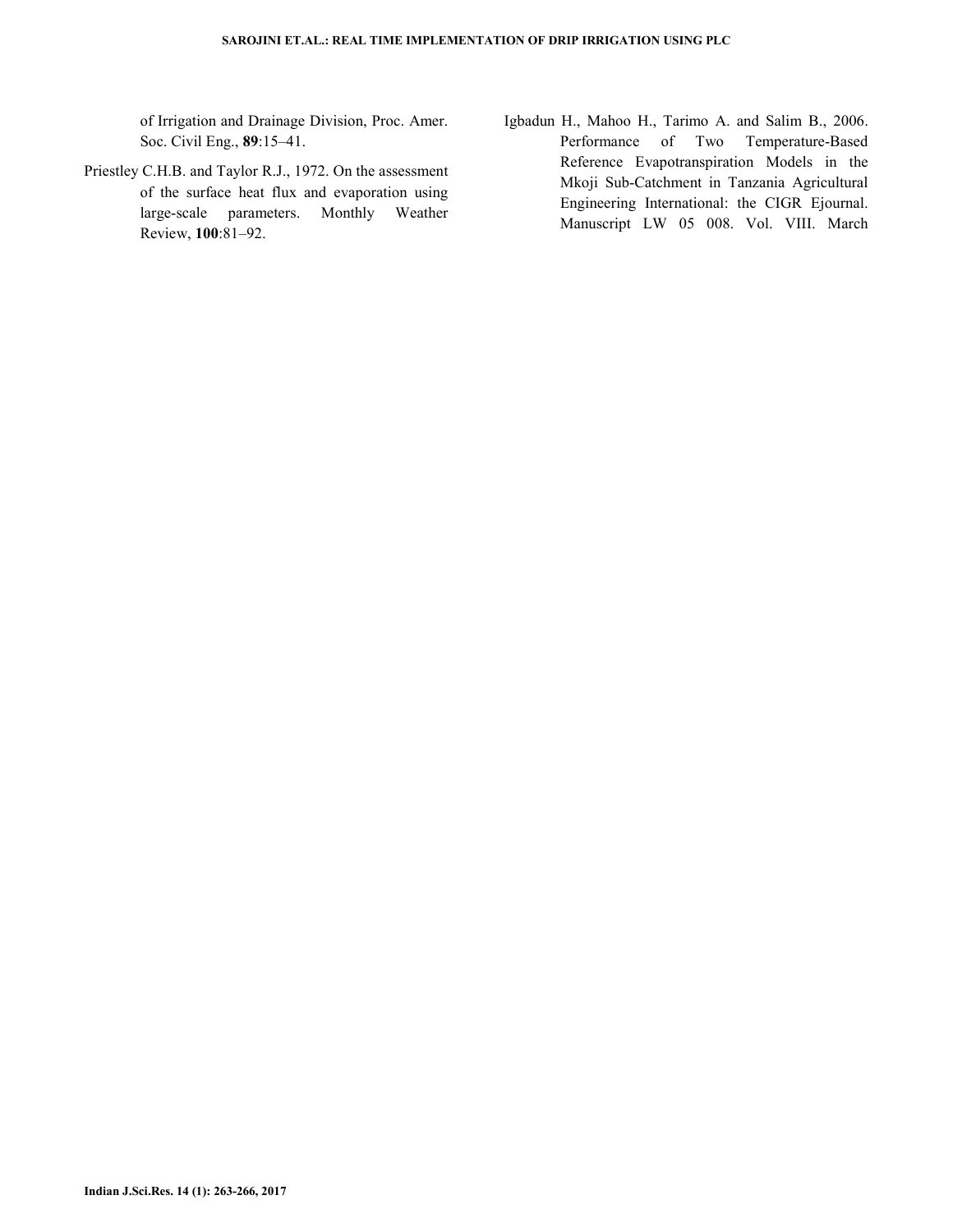of Irrigation and Drainage Division, Proc. Amer. Soc. Civil Eng., **89**:15–41.

Priestley C.H.B. and Taylor R.J., 1972. On the assessment of the surface heat flux and evaporation using large-scale parameters. Monthly Weather Review, **100**:81–92.

Igbadun H., Mahoo H., Tarimo A. and Salim B., 2006. Performance of Two Temperature-Based Reference Evapotranspiration Models in the Mkoji Sub-Catchment in Tanzania Agricultural Engineering International: the CIGR Ejournal. Manuscript LW 05 008. Vol. VIII. March